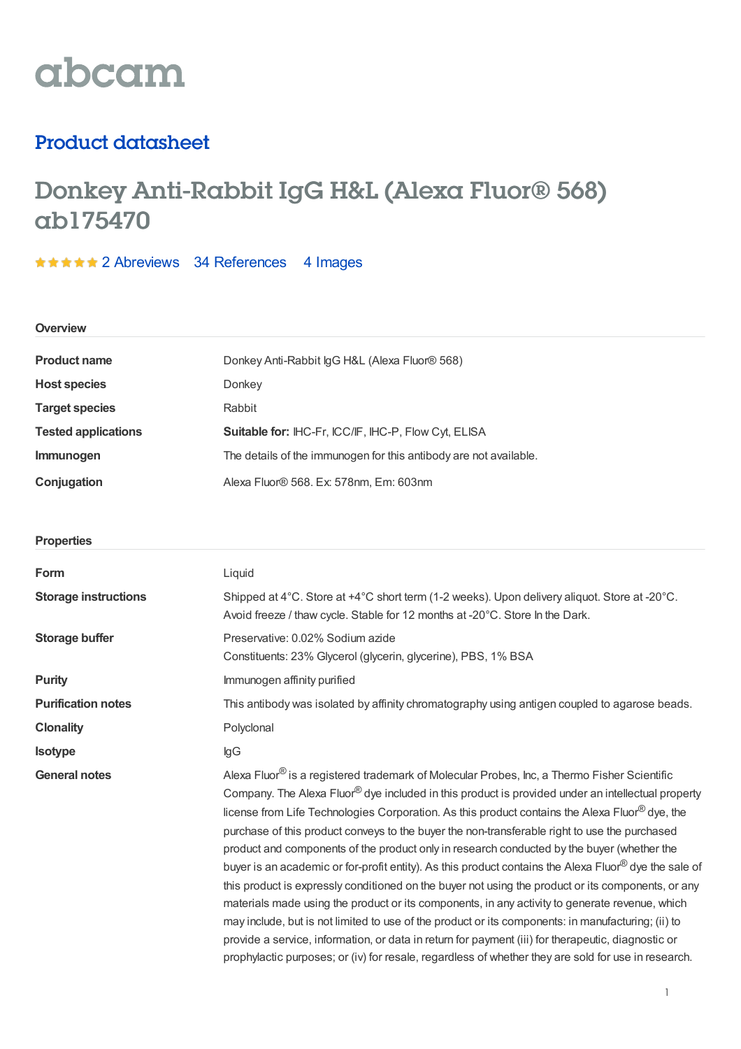abcam

## Product datasheet

# Donkey Anti-Rabbit IgG H&L (Alexa Fluor® 568) ab175470

★★★★★ 2 Abreviews 34 References 4 Images

### Overview

| | |
|---|---|
| **Product name** | Donkey Anti-Rabbit IgG H&L (Alexa Fluor® 568) |
| **Host species** | Donkey |
| **Target species** | Rabbit |
| **Tested applications** | **Suitable for:** IHC-Fr, ICC/IF, IHC-P, Flow Cyt, ELISA |
| **Immunogen** | The details of the immunogen for this antibody are not available. |
| **Conjugation** | Alexa Fluor® 568. Ex: 578nm, Em: 603nm |

### Properties

| | |
|---|---|
| **Form** | Liquid |
| **Storage instructions** | Shipped at 4°C. Store at +4°C short term (1-2 weeks). Upon delivery aliquot. Store at -20°C. Avoid freeze / thaw cycle. Stable for 12 months at -20°C. Store In the Dark. |
| **Storage buffer** | Preservative: 0.02% Sodium azide<br>Constituents: 23% Glycerol (glycerin, glycerine), PBS, 1% BSA |
| **Purity** | Immunogen affinity purified |
| **Purification notes** | This antibody was isolated by affinity chromatography using antigen coupled to agarose beads. |
| **Clonality** | Polyclonal |
| **Isotype** | IgG |
| **General notes** | Alexa Fluor® is a registered trademark of Molecular Probes, Inc, a Thermo Fisher Scientific Company. The Alexa Fluor® dye included in this product is provided under an intellectual property license from Life Technologies Corporation. As this product contains the Alexa Fluor® dye, the purchase of this product conveys to the buyer the non-transferable right to use the purchased product and components of the product only in research conducted by the buyer (whether the buyer is an academic or for-profit entity). As this product contains the Alexa Fluor® dye the sale of this product is expressly conditioned on the buyer not using the product or its components, or any materials made using the product or its components, in any activity to generate revenue, which may include, but is not limited to use of the product or its components: in manufacturing; (ii) to provide a service, information, or data in return for payment (iii) for therapeutic, diagnostic or prophylactic purposes; or (iv) for resale, regardless of whether they are sold for use in research. |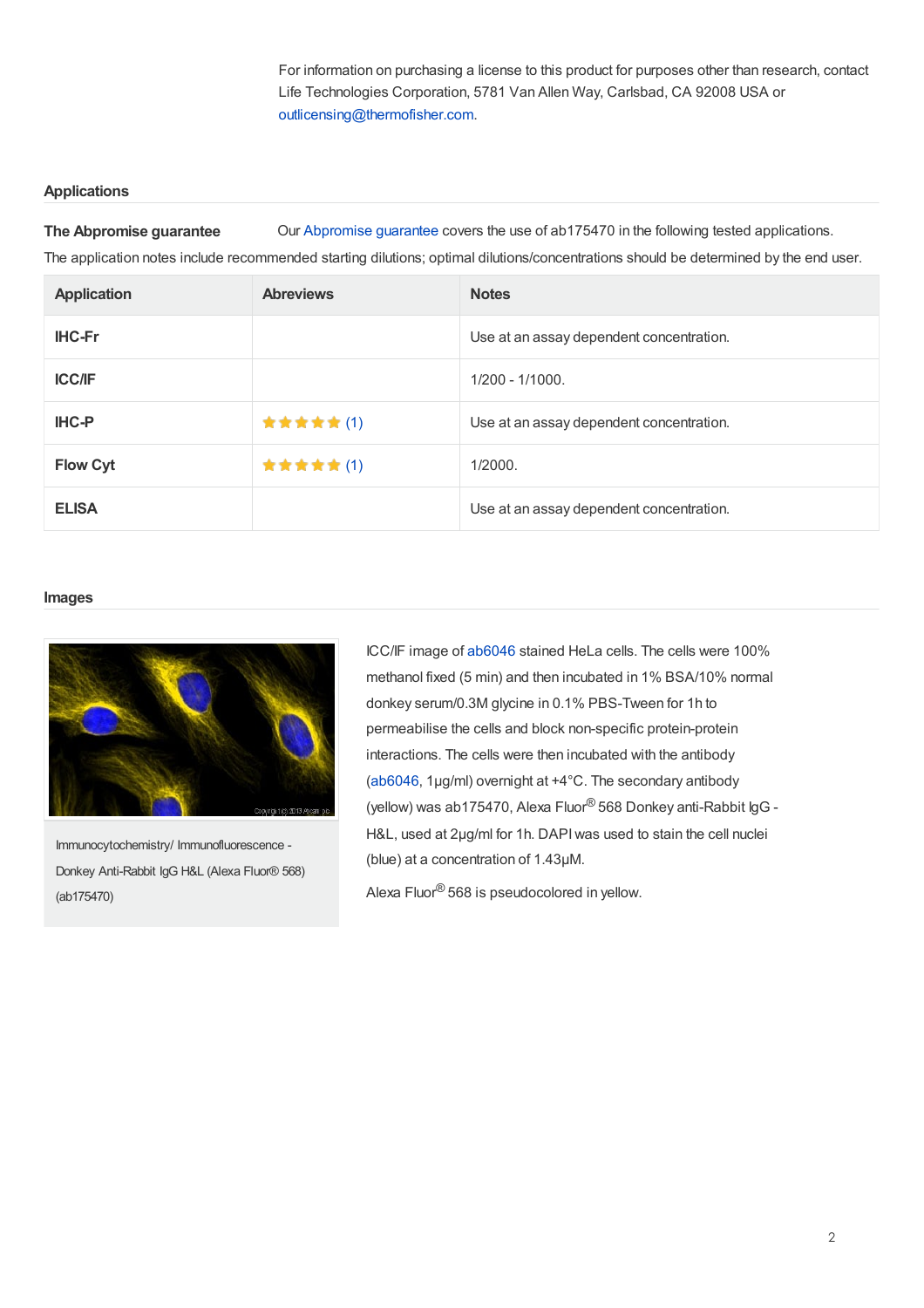For information on purchasing a license to this product for purposes other than research, contact Life Technologies Corporation, 5781 Van Allen Way, Carlsbad, CA 92008 USA or outlicensing@thermofisher.com.

## Applications

**The Abpromise guarantee** Our Abpromise guarantee covers the use of ab175470 in the following tested applications.

The application notes include recommended starting dilutions; optimal dilutions/concentrations should be determined by the end user.

| Application | Abreviews | Notes |
| --- | --- | --- |
| IHC-Fr | | Use at an assay dependent concentration. |
| ICC/IF | | 1/200 - 1/1000. |
| IHC-P | ★★★★★ (1) | Use at an assay dependent concentration. |
| Flow Cyt | ★★★★★ (1) | 1/2000. |
| ELISA | | Use at an assay dependent concentration. |

## Images

Immunocytochemistry/ Immunofluorescence - Donkey Anti-Rabbit IgG H&L (Alexa Fluor® 568) (ab175470)

ICC/IF image of ab6046 stained HeLa cells. The cells were 100% methanol fixed (5 min) and then incubated in 1% BSA/10% normal donkey serum/0.3M glycine in 0.1% PBS-Tween for 1h to permeabilise the cells and block non-specific protein-protein interactions. The cells were then incubated with the antibody (ab6046, 1µg/ml) overnight at +4°C. The secondary antibody (yellow) was ab175470, Alexa Fluor® 568 Donkey anti-Rabbit IgG - H&L, used at 2µg/ml for 1h. DAPI was used to stain the cell nuclei (blue) at a concentration of 1.43µM.

Alexa Fluor® 568 is pseudocolored in yellow.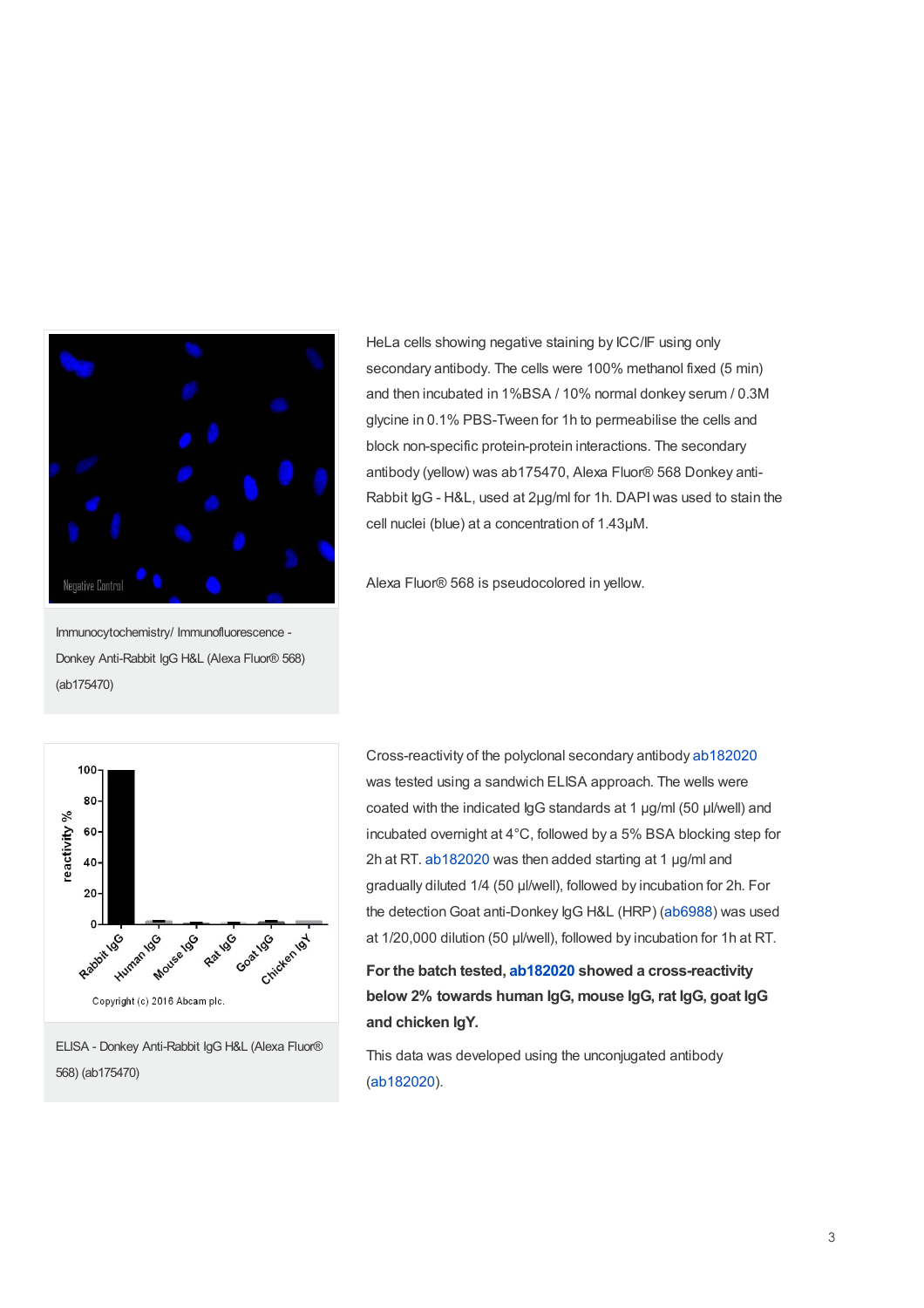Negative Control

Immunocytochemistry/ Immunofluorescence - Donkey Anti-Rabbit IgG H&L (Alexa Fluor® 568) (ab175470)

HeLa cells showing negative staining by ICC/IF using only secondary antibody. The cells were 100% methanol fixed (5 min) and then incubated in 1%BSA / 10% normal donkey serum / 0.3M glycine in 0.1% PBS-Tween for 1h to permeabilise the cells and block non-specific protein-protein interactions. The secondary antibody (yellow) was ab175470, Alexa Fluor® 568 Donkey anti-Rabbit IgG - H&L, used at 2µg/ml for 1h. DAPI was used to stain the cell nuclei (blue) at a concentration of 1.43µM.

Alexa Fluor® 568 is pseudocolored in yellow.

reactivity %

100
80
60
40
20
0

Rabbit IgG
Human IgG
Mouse IgG
Rat IgG
Goat IgG
Chicken IgY

Copyright (c) 2016 Abcam plc.

ELISA - Donkey Anti-Rabbit IgG H&L (Alexa Fluor® 568) (ab175470)

Cross-reactivity of the polyclonal secondary antibody ab182020 was tested using a sandwich ELISA approach. The wells were coated with the indicated IgG standards at 1 µg/ml (50 µl/well) and incubated overnight at 4°C, followed by a 5% BSA blocking step for 2h at RT. ab182020 was then added starting at 1 µg/ml and gradually diluted 1/4 (50 µl/well), followed by incubation for 2h. For the detection Goat anti-Donkey IgG H&L (HRP) (ab6988) was used at 1/20,000 dilution (50 µl/well), followed by incubation for 1h at RT.

**For the batch tested, ab182020 showed a cross-reactivity below 2% towards human IgG, mouse IgG, rat IgG, goat IgG and chicken IgY.**

This data was developed using the unconjugated antibody (ab182020).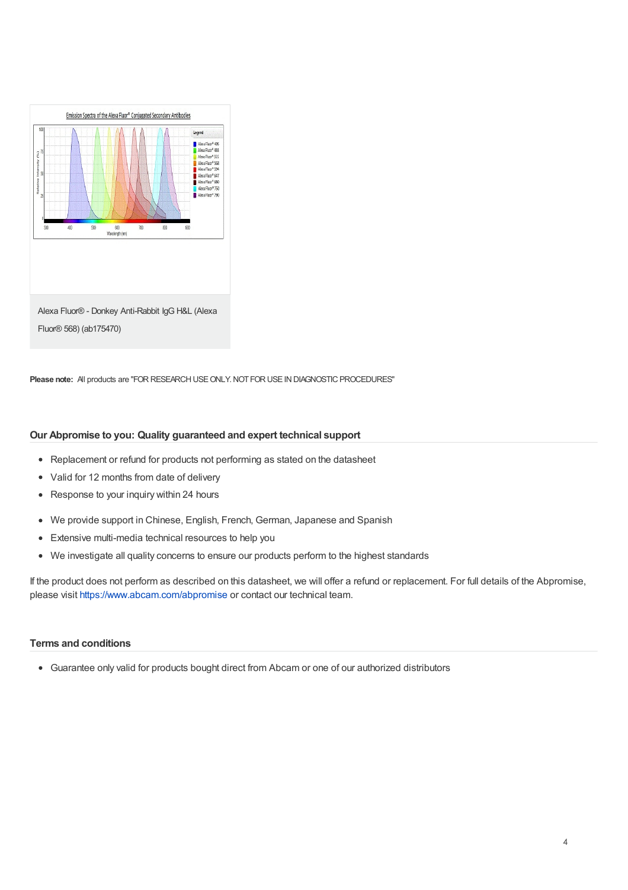Emission Spectra of the Alexa Fluor® Conjugated Secondary Antibodies

Legend

Alexa Fluor® 405
Alexa Fluor® 488
Alexa Fluor® 555
Alexa Fluor® 568
Alexa Fluor® 594
Alexa Fluor® 647
Alexa Fluor® 680
Alexa Fluor® 750
Alexa Fluor® 790

Relative Intensity (%)

100
75
50
25
0

300
400
500
600
700
800
900

Wavelength (nm)

Alexa Fluor® - Donkey Anti-Rabbit IgG H&L (Alexa Fluor® 568) (ab175470)

**Please note:** All products are "FOR RESEARCH USE ONLY. NOT FOR USE IN DIAGNOSTIC PROCEDURES"

## Our Abpromise to you: Quality guaranteed and expert technical support

- Replacement or refund for products not performing as stated on the datasheet
- Valid for 12 months from date of delivery
- Response to your inquiry within 24 hours

- We provide support in Chinese, English, French, German, Japanese and Spanish
- Extensive multi-media technical resources to help you
- We investigate all quality concerns to ensure our products perform to the highest standards

If the product does not perform as described on this datasheet, we will offer a refund or replacement. For full details of the Abpromise, please visit https://www.abcam.com/abpromise or contact our technical team.

## Terms and conditions

- Guarantee only valid for products bought direct from Abcam or one of our authorized distributors